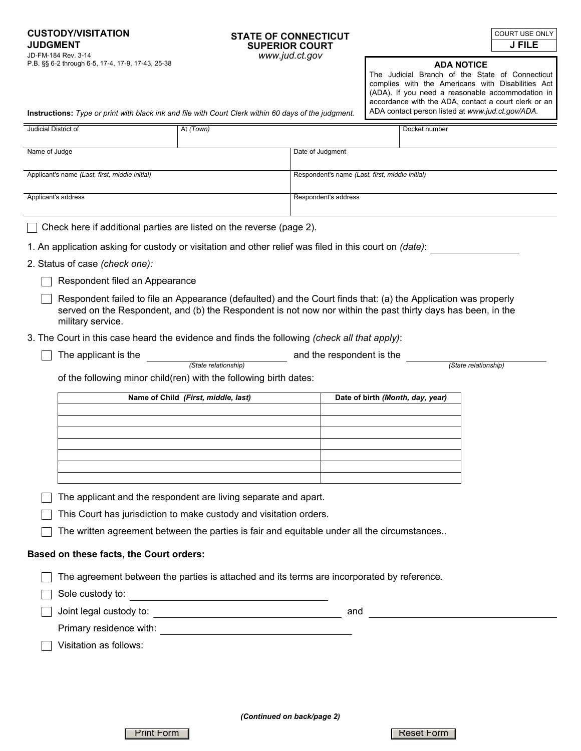**CUSTODY/VISITATION JUDGMENT**

JD-FM-184 Rev. 3-14
P.B. §§ 6-2 through 6-5, 17-4, 17-9, 17-43, 25-38

**STATE OF CONNECTICUT**
**SUPERIOR COURT**
*www.jud.ct.gov*

| COURT USE ONLY |
|---|
| **J FILE** |

**ADA NOTICE**
The Judicial Branch of the State of Connecticut complies with the Americans with Disabilities Act (ADA). If you need a reasonable accommodation in accordance with the ADA, contact a court clerk or an ADA contact person listed at *www.jud.ct.gov/ADA.*

**Instructions:** *Type or print with black ink and file with Court Clerk within 60 days of the judgment.*

| Judicial District of | At *(Town)* | Docket number |
|---|---|---|
| | | |

| Name of Judge | Date of Judgment |
|---|---|
| | |
| Applicant's name *(Last, first, middle initial)* | Respondent's name *(Last, first, middle initial)* |
| | |
| Applicant's address | Respondent's address |
| | |

☐ Check here if additional parties are listed on the reverse (page 2).

1. An application asking for custody or visitation and other relief was filed in this court on *(date)*: ____________

2. Status of case *(check one):*

   ☐ Respondent filed an Appearance

   ☐ Respondent failed to file an Appearance (defaulted) and the Court finds that: (a) the Application was properly served on the Respondent, and (b) the Respondent is not now nor within the past thirty days has been, in the military service.

3. The Court in this case heard the evidence and finds the following *(check all that apply)*:

   ☐ The applicant is the ____________ *(State relationship)* and the respondent is the ____________ *(State relationship)*

   of the following minor child(ren) with the following birth dates:

| Name of Child *(First, middle, last)* | Date of birth *(Month, day, year)* |
|---|---|
| | |
| | |
| | |
| | |
| | |
| | |
| | |

   ☐ The applicant and the respondent are living separate and apart.

   ☐ This Court has jurisdiction to make custody and visitation orders.

   ☐ The written agreement between the parties is fair and equitable under all the circumstances..

**Based on these facts, the Court orders:**

☐ The agreement between the parties is attached and its terms are incorporated by reference.

☐ Sole custody to: ____________

☐ Joint legal custody to: ____________ and ____________

Primary residence with: ____________

☐ Visitation as follows:

*(Continued on back/page 2)*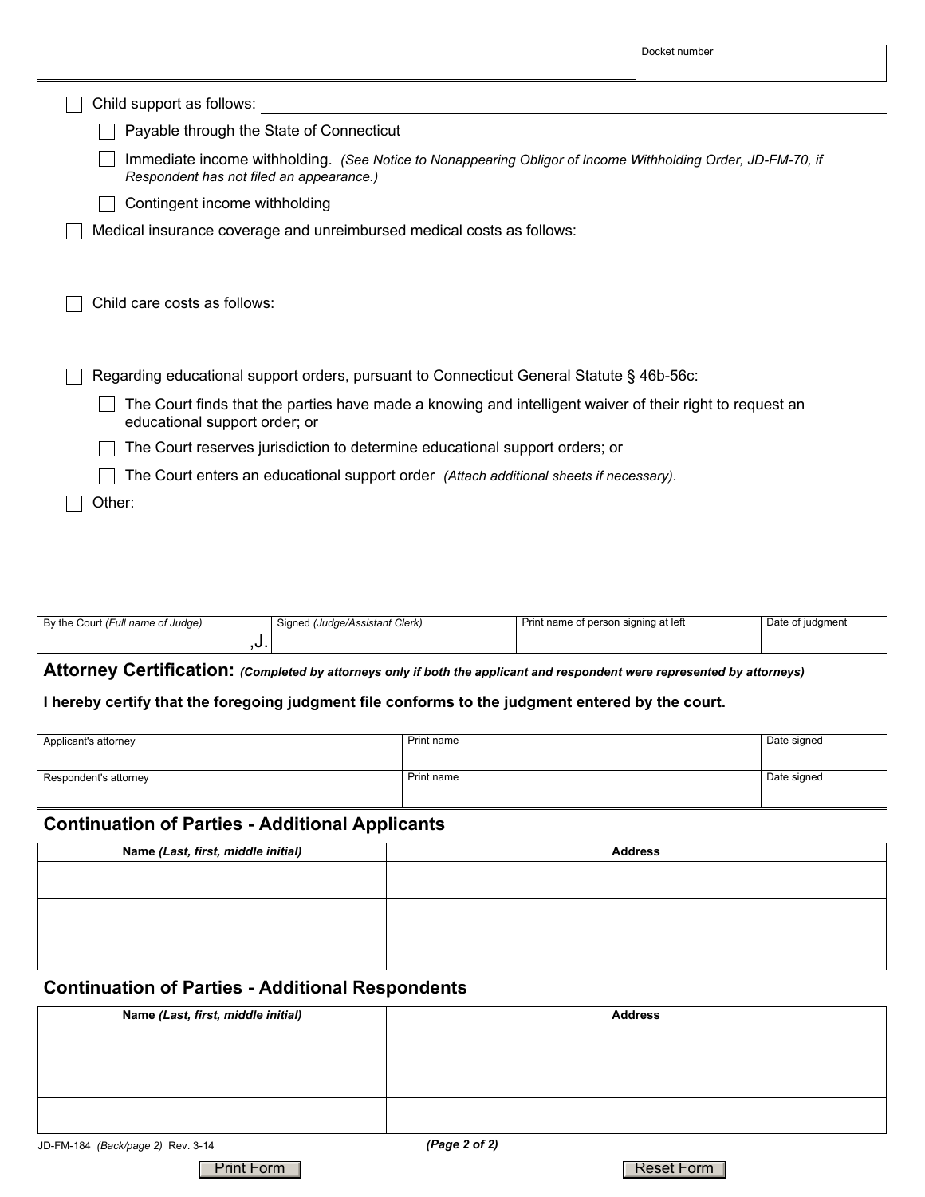| Docket number |
| --- |
| |

- [ ] Child support as follows: ______________________________
  - [ ] Payable through the State of Connecticut
  - [ ] Immediate income withholding. *(See Notice to Nonappearing Obligor of Income Withholding Order, JD-FM-70, if Respondent has not filed an appearance.)*
  - [ ] Contingent income withholding
- [ ] Medical insurance coverage and unreimbursed medical costs as follows:

- [ ] Child care costs as follows:

- [ ] Regarding educational support orders, pursuant to Connecticut General Statute § 46b-56c:
  - [ ] The Court finds that the parties have made a knowing and intelligent waiver of their right to request an educational support order; or
  - [ ] The Court reserves jurisdiction to determine educational support orders; or
  - [ ] The Court enters an educational support order *(Attach additional sheets if necessary).*
- [ ] Other:

| By the Court *(Full name of Judge)* | Signed *(Judge/Assistant Clerk)* | Print name of person signing at left | Date of judgment |
| --- | --- | --- | --- |
| ,J. | | | |

## Attorney Certification: ***(Completed by attorneys only if both the applicant and respondent were represented by attorneys)***

**I hereby certify that the foregoing judgment file conforms to the judgment entered by the court.**

| Applicant's attorney | Print name | Date signed |
| --- | --- | --- |
| Respondent's attorney | Print name | Date signed |

## Continuation of Parties - Additional Applicants

| Name *(Last, first, middle initial)* | Address |
| --- | --- |
| | |
| | |
| | |

## Continuation of Parties - Additional Respondents

| Name *(Last, first, middle initial)* | Address |
| --- | --- |
| | |
| | |
| | |

JD-FM-184 *(Back/page 2)* Rev. 3-14

Print Form Reset Form